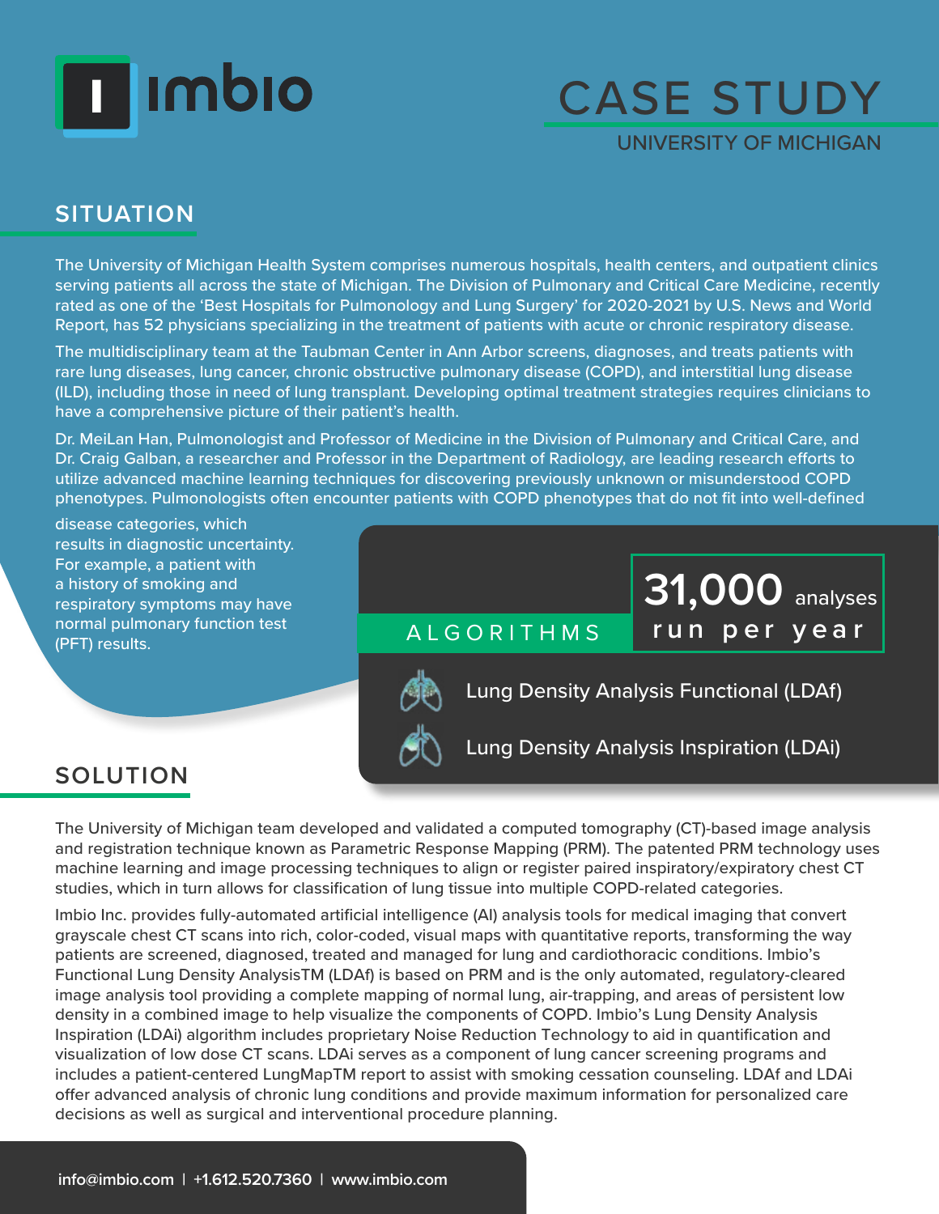imbio

# CASE STUDY

UNIVERSITY OF MICHIGAN

## SITUATION

The University of Michigan Health System comprises numerous hospitals, health centers, and outpatient clinics serving patients all across the state of Michigan. The Division of Pulmonary and Critical Care Medicine, recently rated as one of the 'Best Hospitals for Pulmonology and Lung Surgery' for 2020-2021 by U.S. News and World Report, has 52 physicians specializing in the treatment of patients with acute or chronic respiratory disease.

The multidisciplinary team at the Taubman Center in Ann Arbor screens, diagnoses, and treats patients with rare lung diseases, lung cancer, chronic obstructive pulmonary disease (COPD), and interstitial lung disease (ILD), including those in need of lung transplant. Developing optimal treatment strategies requires clinicians to have a comprehensive picture of their patient's health.

Dr. MeiLan Han, Pulmonologist and Professor of Medicine in the Division of Pulmonary and Critical Care, and Dr. Craig Galban, a researcher and Professor in the Department of Radiology, are leading research efforts to utilize advanced machine learning techniques for discovering previously unknown or misunderstood COPD phenotypes. Pulmonologists often encounter patients with COPD phenotypes that do not fit into well-defined disease categories, which results in diagnostic uncertainty. For example, a patient with a history of smoking and respiratory symptoms may have normal pulmonary function test (PFT) results.

**31,000** analyses run per year

**ALGORITHMS**

- Lung Density Analysis Functional (LDAf)
- Lung Density Analysis Inspiration (LDAi)

## SOLUTION

The University of Michigan team developed and validated a computed tomography (CT)-based image analysis and registration technique known as Parametric Response Mapping (PRM). The patented PRM technology uses machine learning and image processing techniques to align or register paired inspiratory/expiratory chest CT studies, which in turn allows for classification of lung tissue into multiple COPD-related categories.

Imbio Inc. provides fully-automated artificial intelligence (AI) analysis tools for medical imaging that convert grayscale chest CT scans into rich, color-coded, visual maps with quantitative reports, transforming the way patients are screened, diagnosed, treated and managed for lung and cardiothoracic conditions. Imbio's Functional Lung Density AnalysisTM (LDAf) is based on PRM and is the only automated, regulatory-cleared image analysis tool providing a complete mapping of normal lung, air-trapping, and areas of persistent low density in a combined image to help visualize the components of COPD. Imbio's Lung Density Analysis Inspiration (LDAi) algorithm includes proprietary Noise Reduction Technology to aid in quantification and visualization of low dose CT scans. LDAi serves as a component of lung cancer screening programs and includes a patient-centered LungMapTM report to assist with smoking cessation counseling. LDAf and LDAi offer advanced analysis of chronic lung conditions and provide maximum information for personalized care decisions as well as surgical and interventional procedure planning.

info@imbio.com | +1.612.520.7360 | www.imbio.com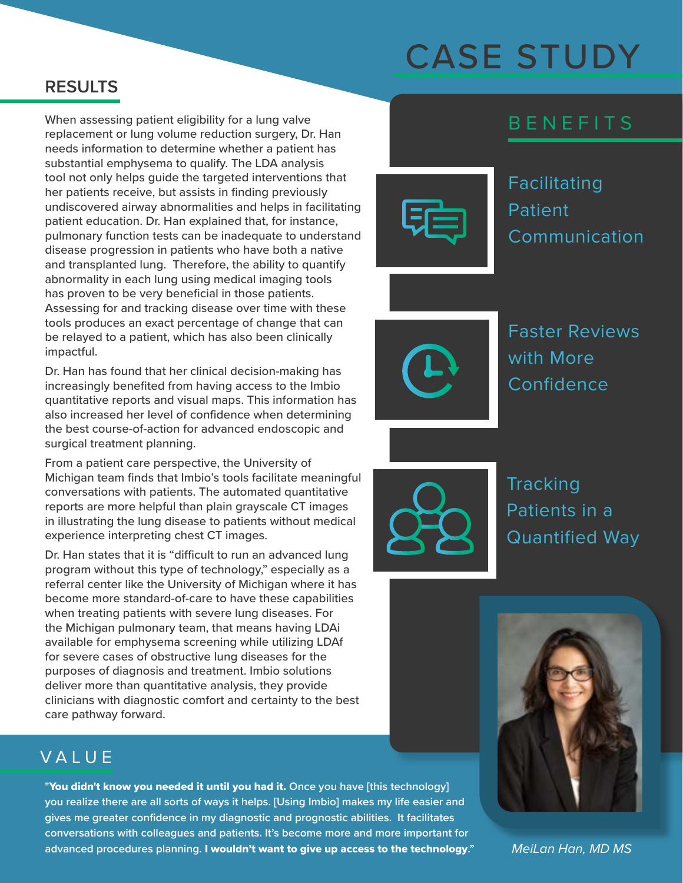# CASE STUDY

## RESULTS

When assessing patient eligibility for a lung valve replacement or lung volume reduction surgery, Dr. Han needs information to determine whether a patient has substantial emphysema to qualify. The LDA analysis tool not only helps guide the targeted interventions that her patients receive, but assists in finding previously undiscovered airway abnormalities and helps in facilitating patient education. Dr. Han explained that, for instance, pulmonary function tests can be inadequate to understand disease progression in patients who have both a native and transplanted lung. Therefore, the ability to quantify abnormality in each lung using medical imaging tools has proven to be very beneficial in those patients. Assessing for and tracking disease over time with these tools produces an exact percentage of change that can be relayed to a patient, which has also been clinically impactful.

Dr. Han has found that her clinical decision-making has increasingly benefited from having access to the Imbio quantitative reports and visual maps. This information has also increased her level of confidence when determining the best course-of-action for advanced endoscopic and surgical treatment planning.

From a patient care perspective, the University of Michigan team finds that Imbio's tools facilitate meaningful conversations with patients. The automated quantitative reports are more helpful than plain grayscale CT images in illustrating the lung disease to patients without medical experience interpreting chest CT images.

Dr. Han states that it is "difficult to run an advanced lung program without this type of technology," especially as a referral center like the University of Michigan where it has become more standard-of-care to have these capabilities when treating patients with severe lung diseases. For the Michigan pulmonary team, that means having LDAi available for emphysema screening while utilizing LDAf for severe cases of obstructive lung diseases for the purposes of diagnosis and treatment. Imbio solutions deliver more than quantitative analysis, they provide clinicians with diagnostic comfort and certainty to the best care pathway forward.

## BENEFITS

- Facilitating Patient Communication
- Faster Reviews with More Confidence
- Tracking Patients in a Quantified Way

## VALUE

"**You didn't know you needed it until you had it.** Once you have [this technology] you realize there are all sorts of ways it helps. [Using Imbio] makes my life easier and gives me greater confidence in my diagnostic and prognostic abilities. It facilitates conversations with colleagues and patients. It's become more and more important for advanced procedures planning. **I wouldn't want to give up access to the technology**."

*MeiLan Han, MD MS*